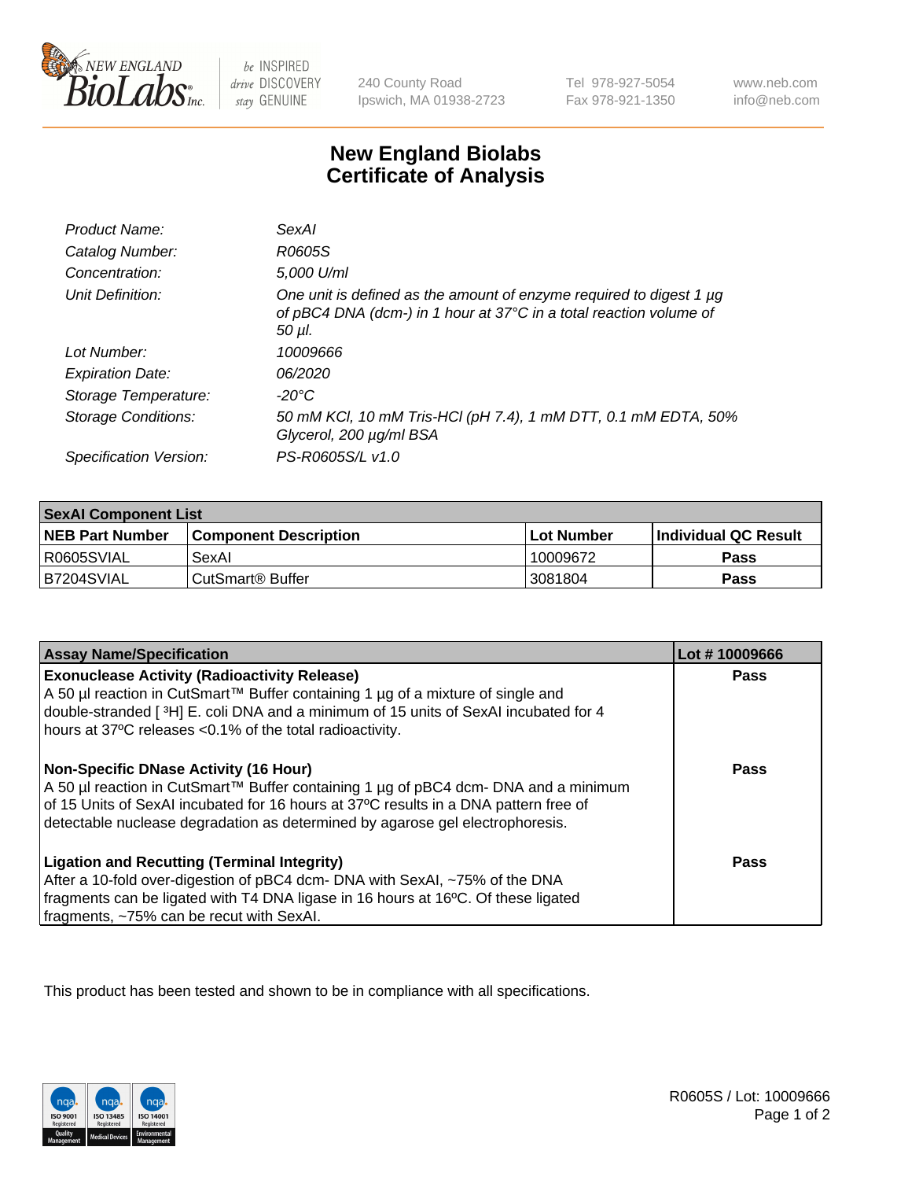240 County Road
Ipswich, MA 01938-2723

Tel 978-927-5054
Fax 978-921-1350

www.neb.com
info@neb.com

# New England Biolabs
# Certificate of Analysis

| | |
|---|---|
| *Product Name:* | *SexAI* |
| *Catalog Number:* | *R0605S* |
| *Concentration:* | *5,000 U/ml* |
| *Unit Definition:* | *One unit is defined as the amount of enzyme required to digest 1 µg of pBC4 DNA (dcm-) in 1 hour at 37°C in a total reaction volume of 50 µl.* |
| *Lot Number:* | *10009666* |
| *Expiration Date:* | *06/2020* |
| *Storage Temperature:* | *-20°C* |
| *Storage Conditions:* | *50 mM KCl, 10 mM Tris-HCl (pH 7.4), 1 mM DTT, 0.1 mM EDTA, 50% Glycerol, 200 µg/ml BSA* |
| *Specification Version:* | *PS-R0605S/L v1.0* |

| SexAI Component List | | | |
|---|---|---|---|
| **NEB Part Number** | **Component Description** | **Lot Number** | **Individual QC Result** |
| R0605SVIAL | SexAI | 10009672 | **Pass** |
| B7204SVIAL | CutSmart® Buffer | 3081804 | **Pass** |

| Assay Name/Specification | Lot # 10009666 |
|---|---|
| **Exonuclease Activity (Radioactivity Release)**<br>A 50 µl reaction in CutSmart™ Buffer containing 1 µg of a mixture of single and double-stranded [ $^3$H] E. coli DNA and a minimum of 15 units of SexAI incubated for 4 hours at 37ºC releases <0.1% of the total radioactivity. | **Pass** |
| **Non-Specific DNase Activity (16 Hour)**<br>A 50 µl reaction in CutSmart™ Buffer containing 1 µg of pBC4 dcm- DNA and a minimum of 15 Units of SexAI incubated for 16 hours at 37ºC results in a DNA pattern free of detectable nuclease degradation as determined by agarose gel electrophoresis. | **Pass** |
| **Ligation and Recutting (Terminal Integrity)**<br>After a 10-fold over-digestion of pBC4 dcm- DNA with SexAI, ~75% of the DNA fragments can be ligated with T4 DNA ligase in 16 hours at 16ºC. Of these ligated fragments, ~75% can be recut with SexAI. | **Pass** |

This product has been tested and shown to be in compliance with all specifications.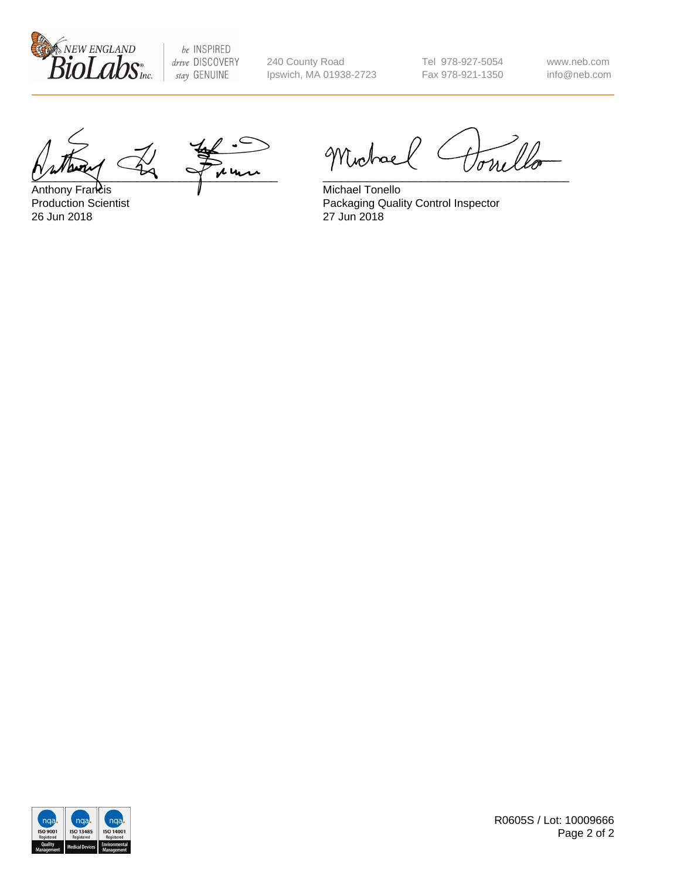Anthony Francis
Production Scientist
26 Jun 2018

Michael Tonello
Packaging Quality Control Inspector
27 Jun 2018

R0605S / Lot: 10009666